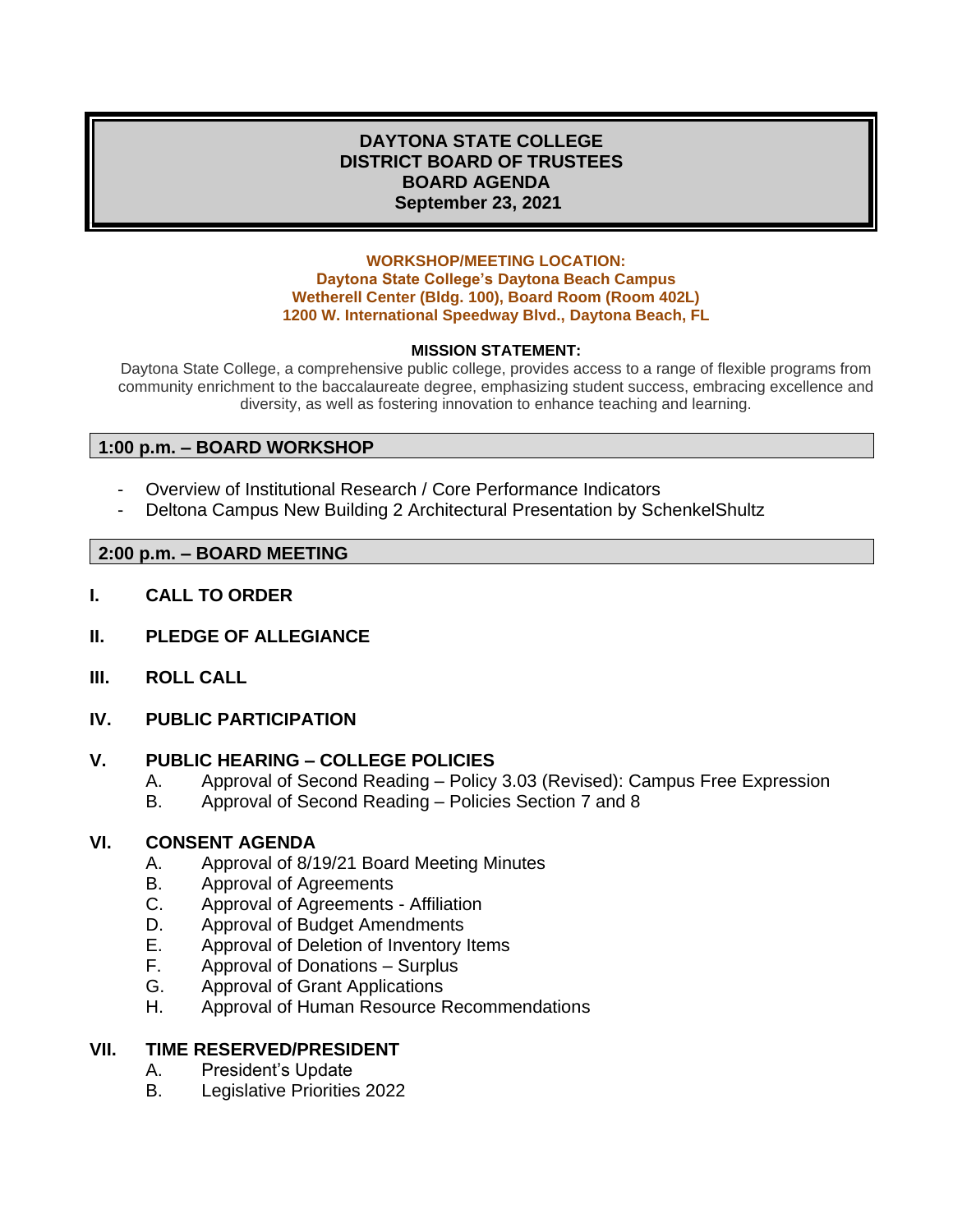# DAYTONA STATE COLLEGE
# DISTRICT BOARD OF TRUSTEES
# BOARD AGENDA
# September 23, 2021

**WORKSHOP/MEETING LOCATION:**
**Daytona State College's Daytona Beach Campus**
**Wetherell Center (Bldg. 100), Board Room (Room 402L)**
**1200 W. International Speedway Blvd., Daytona Beach, FL**

**MISSION STATEMENT:**

Daytona State College, a comprehensive public college, provides access to a range of flexible programs from community enrichment to the baccalaureate degree, emphasizing student success, embracing excellence and diversity, as well as fostering innovation to enhance teaching and learning.

## 1:00 p.m. – BOARD WORKSHOP

- Overview of Institutional Research / Core Performance Indicators
- Deltona Campus New Building 2 Architectural Presentation by SchenkelShultz

## 2:00 p.m. – BOARD MEETING

**I. CALL TO ORDER**

**II. PLEDGE OF ALLEGIANCE**

**III. ROLL CALL**

**IV. PUBLIC PARTICIPATION**

**V. PUBLIC HEARING – COLLEGE POLICIES**

A. Approval of Second Reading – Policy 3.03 (Revised): Campus Free Expression
B. Approval of Second Reading – Policies Section 7 and 8

**VI. CONSENT AGENDA**

A. Approval of 8/19/21 Board Meeting Minutes
B. Approval of Agreements
C. Approval of Agreements - Affiliation
D. Approval of Budget Amendments
E. Approval of Deletion of Inventory Items
F. Approval of Donations – Surplus
G. Approval of Grant Applications
H. Approval of Human Resource Recommendations

**VII. TIME RESERVED/PRESIDENT**

A. President's Update
B. Legislative Priorities 2022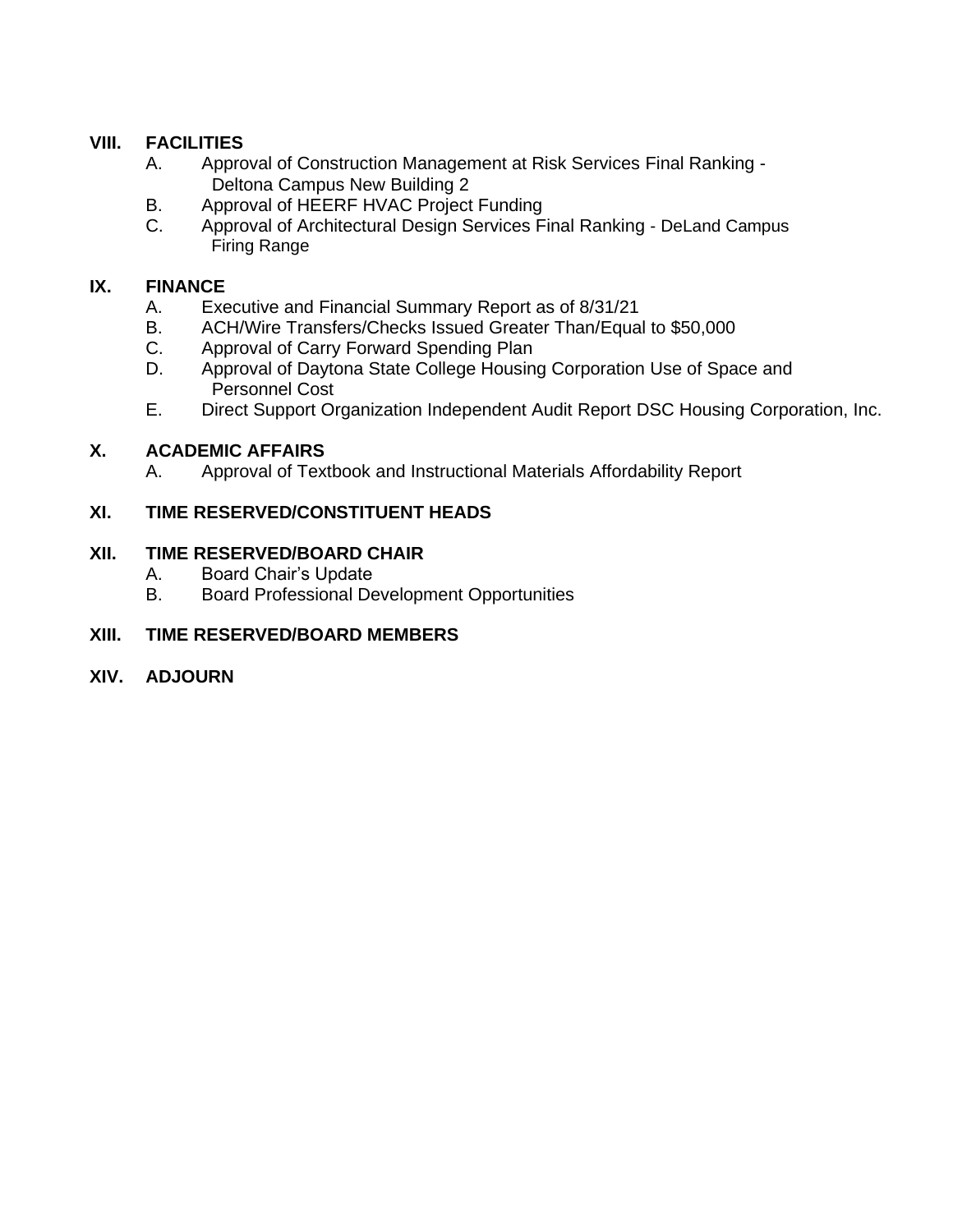## VIII. FACILITIES

A. Approval of Construction Management at Risk Services Final Ranking - Deltona Campus New Building 2

B. Approval of HEERF HVAC Project Funding

C. Approval of Architectural Design Services Final Ranking - DeLand Campus Firing Range

## IX. FINANCE

A. Executive and Financial Summary Report as of 8/31/21

B. ACH/Wire Transfers/Checks Issued Greater Than/Equal to $50,000

C. Approval of Carry Forward Spending Plan

D. Approval of Daytona State College Housing Corporation Use of Space and Personnel Cost

E. Direct Support Organization Independent Audit Report DSC Housing Corporation, Inc.

## X. ACADEMIC AFFAIRS

A. Approval of Textbook and Instructional Materials Affordability Report

## XI. TIME RESERVED/CONSTITUENT HEADS

## XII. TIME RESERVED/BOARD CHAIR

A. Board Chair's Update

B. Board Professional Development Opportunities

## XIII. TIME RESERVED/BOARD MEMBERS

## XIV. ADJOURN